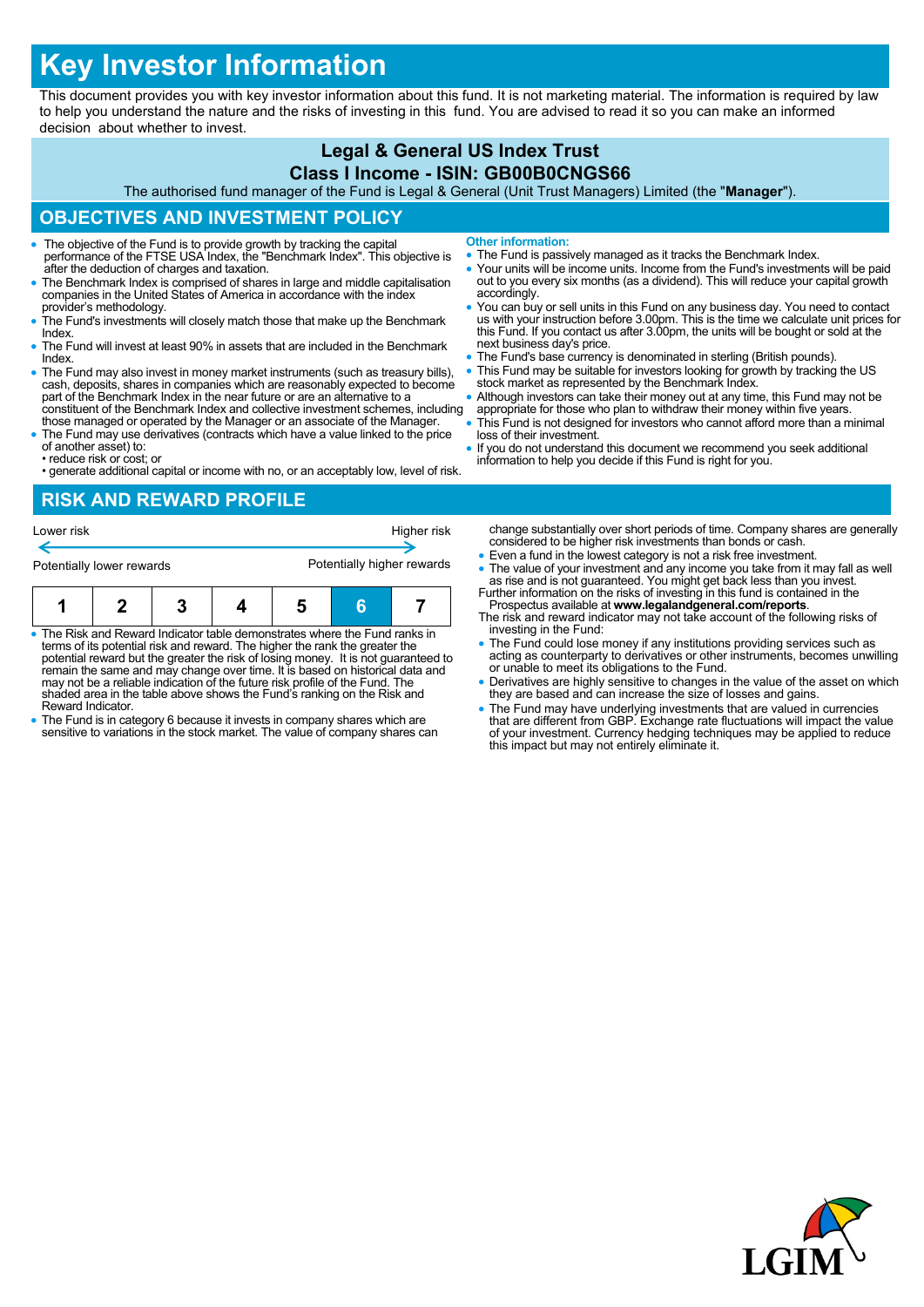# Key Investor Information

This document provides you with key investor information about this fund. It is not marketing material. The information is required by law to help you understand the nature and the risks of investing in this fund. You are advised to read it so you can make an informed decision about whether to invest.

**Legal & General US Index Trust**

**Class I Income - ISIN: GB00B0CNGS66**

The authorised fund manager of the Fund is Legal & General (Unit Trust Managers) Limited (the "**Manager**").

## OBJECTIVES AND INVESTMENT POLICY

- The objective of the Fund is to provide growth by tracking the capital performance of the FTSE USA Index, the "Benchmark Index". This objective is after the deduction of charges and taxation.
- The Benchmark Index is comprised of shares in large and middle capitalisation companies in the United States of America in accordance with the index provider's methodology.
- The Fund's investments will closely match those that make up the Benchmark Index.
- The Fund will invest at least 90% in assets that are included in the Benchmark Index.
- The Fund may also invest in money market instruments (such as treasury bills), cash, deposits, shares in companies which are reasonably expected to become part of the Benchmark Index in the near future or are an alternative to a constituent of the Benchmark Index and collective investment schemes, including those managed or operated by the Manager or an associate of the Manager.
- The Fund may use derivatives (contracts which have a value linked to the price of another asset) to:
  - reduce risk or cost; or
  - generate additional capital or income with no, or an acceptably low, level of risk.

**Other information:**

- The Fund is passively managed as it tracks the Benchmark Index.
- Your units will be income units. Income from the Fund's investments will be paid out to you every six months (as a dividend). This will reduce your capital growth accordingly.
- You can buy or sell units in this Fund on any business day. You need to contact us with your instruction before 3.00pm. This is the time we calculate unit prices for this Fund. If you contact us after 3.00pm, the units will be bought or sold at the next business day's price.
- The Fund's base currency is denominated in sterling (British pounds).
- This Fund may be suitable for investors looking for growth by tracking the US stock market as represented by the Benchmark Index.
- Although investors can take their money out at any time, this Fund may not be appropriate for those who plan to withdraw their money within five years.
- This Fund is not designed for investors who cannot afford more than a minimal loss of their investment.
- If you do not understand this document we recommend you seek additional information to help you decide if this Fund is right for you.

## RISK AND REWARD PROFILE

Lower risk — Higher risk

Potentially lower rewards — Potentially higher rewards

| 1 | 2 | 3 | 4 | 5 | **6** | 7 |
|---|---|---|---|---|---|---|

- The Risk and Reward Indicator table demonstrates where the Fund ranks in terms of its potential risk and reward. The higher the rank the greater the potential reward but the greater the risk of losing money. It is not guaranteed to remain the same and may change over time. It is based on historical data and may not be a reliable indication of the future risk profile of the Fund. The shaded area in the table above shows the Fund's ranking on the Risk and Reward Indicator.
- The Fund is in category 6 because it invests in company shares which are sensitive to variations in the stock market. The value of company shares can change substantially over short periods of time. Company shares are generally considered to be higher risk investments than bonds or cash.
- Even a fund in the lowest category is not a risk free investment.
- The value of your investment and any income you take from it may fall as well as rise and is not guaranteed. You might get back less than you invest.

Further information on the risks of investing in this fund is contained in the Prospectus available at **www.legalandgeneral.com/reports**.

The risk and reward indicator may not take account of the following risks of investing in the Fund:

- The Fund could lose money if any institutions providing services such as acting as counterparty to derivatives or other instruments, becomes unwilling or unable to meet its obligations to the Fund.
- Derivatives are highly sensitive to changes in the value of the asset on which they are based and can increase the size of losses and gains.
- The Fund may have underlying investments that are valued in currencies that are different from GBP. Exchange rate fluctuations will impact the value of your investment. Currency hedging techniques may be applied to reduce this impact but may not entirely eliminate it.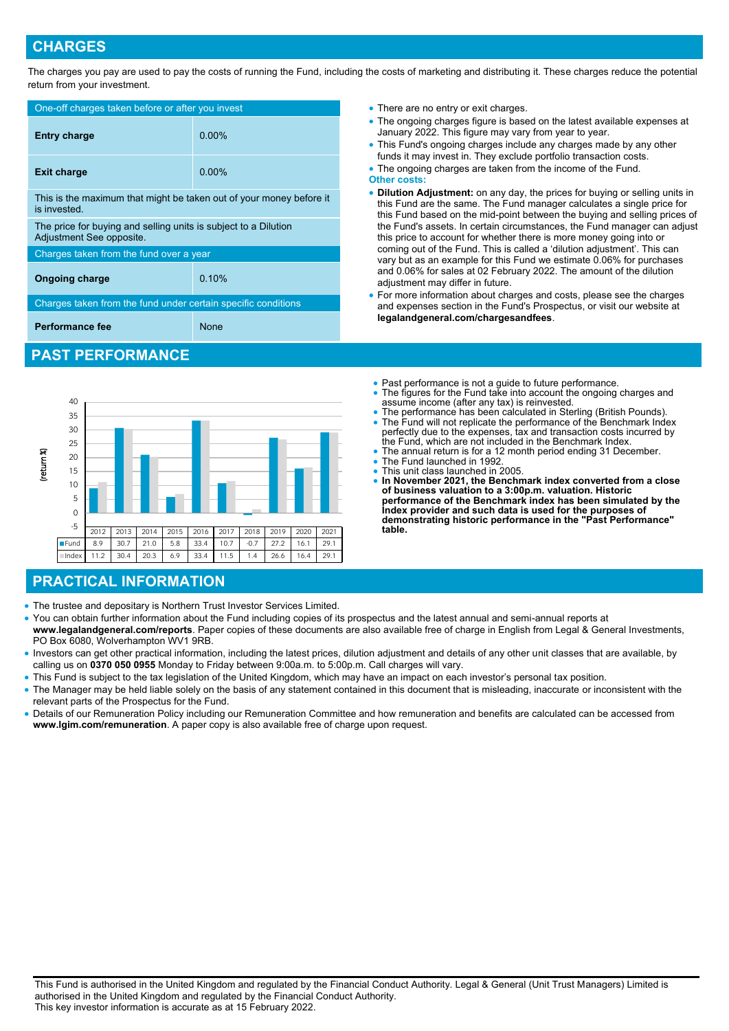## CHARGES

The charges you pay are used to pay the costs of running the Fund, including the costs of marketing and distributing it. These charges reduce the potential return from your investment.

| One-off charges taken before or after you invest | |
|---|---|
| **Entry charge** | 0.00% |
| **Exit charge** | 0.00% |
| This is the maximum that might be taken out of your money before it is invested. | |
| The price for buying and selling units is subject to a Dilution Adjustment See opposite. | |
| **Charges taken from the fund over a year** | |
| **Ongoing charge** | 0.10% |
| **Charges taken from the fund under certain specific conditions** | |
| **Performance fee** | None |

- There are no entry or exit charges.
- The ongoing charges figure is based on the latest available expenses at January 2022. This figure may vary from year to year.
- This Fund's ongoing charges include any charges made by any other funds it may invest in. They exclude portfolio transaction costs.
- The ongoing charges are taken from the income of the Fund.

**Other costs:**

- **Dilution Adjustment:** on any day, the prices for buying or selling units in this Fund are the same. The Fund manager calculates a single price for this Fund based on the mid-point between the buying and selling prices of the Fund's assets. In certain circumstances, the Fund manager can adjust this price to account for whether there is more money going into or coming out of the Fund. This is called a 'dilution adjustment'. This can vary but as an example for this Fund we estimate 0.06% for purchases and 0.06% for sales at 02 February 2022. The amount of the dilution adjustment may differ in future.
- For more information about charges and costs, please see the charges and expenses section in the Fund's Prospectus, or visit our website at **legalandgeneral.com/chargesandfees**.

## PAST PERFORMANCE

(return %)

40, 35, 30, 25, 20, 15, 10, 5, 0, -5

2012 2013 2014 2015 2016 2017 2018 2019 2020 2021

Fund 8.9 30.7 21.0 5.8 33.4 10.7 -0.7 27.2 16.1 29.1

Index 11.2 30.4 20.3 6.9 33.4 11.5 1.4 26.6 16.4 29.1

- Past performance is not a guide to future performance.
- The figures for the Fund take into account the ongoing charges and assume income (after any tax) is reinvested.
- The performance has been calculated in Sterling (British Pounds).
- The Fund will not replicate the performance of the Benchmark Index perfectly due to the expenses, tax and transaction costs incurred by the Fund, which are not included in the Benchmark Index.
- The annual return is for a 12 month period ending 31 December.
- The Fund launched in 1992.
- This unit class launched in 2005.
- **In November 2021, the Benchmark index converted from a close of business valuation to a 3:00p.m. valuation. Historic performance of the Benchmark index has been simulated by the Index provider and such data is used for the purposes of demonstrating historic performance in the "Past Performance" table.**

## PRACTICAL INFORMATION

- The trustee and depositary is Northern Trust Investor Services Limited.
- You can obtain further information about the Fund including copies of its prospectus and the latest annual and semi-annual reports at **www.legalandgeneral.com/reports**. Paper copies of these documents are also available free of charge in English from Legal & General Investments, PO Box 6080, Wolverhampton WV1 9RB.
- Investors can get other practical information, including the latest prices, dilution adjustment and details of any other unit classes that are available, by calling us on **0370 050 0955** Monday to Friday between 9:00a.m. to 5:00p.m. Call charges will vary.
- This Fund is subject to the tax legislation of the United Kingdom, which may have an impact on each investor's personal tax position.
- The Manager may be held liable solely on the basis of any statement contained in this document that is misleading, inaccurate or inconsistent with the relevant parts of the Prospectus for the Fund.
- Details of our Remuneration Policy including our Remuneration Committee and how remuneration and benefits are calculated can be accessed from **www.lgim.com/remuneration**. A paper copy is also available free of charge upon request.

This Fund is authorised in the United Kingdom and regulated by the Financial Conduct Authority. Legal & General (Unit Trust Managers) Limited is authorised in the United Kingdom and regulated by the Financial Conduct Authority.
This key investor information is accurate as at 15 February 2022.